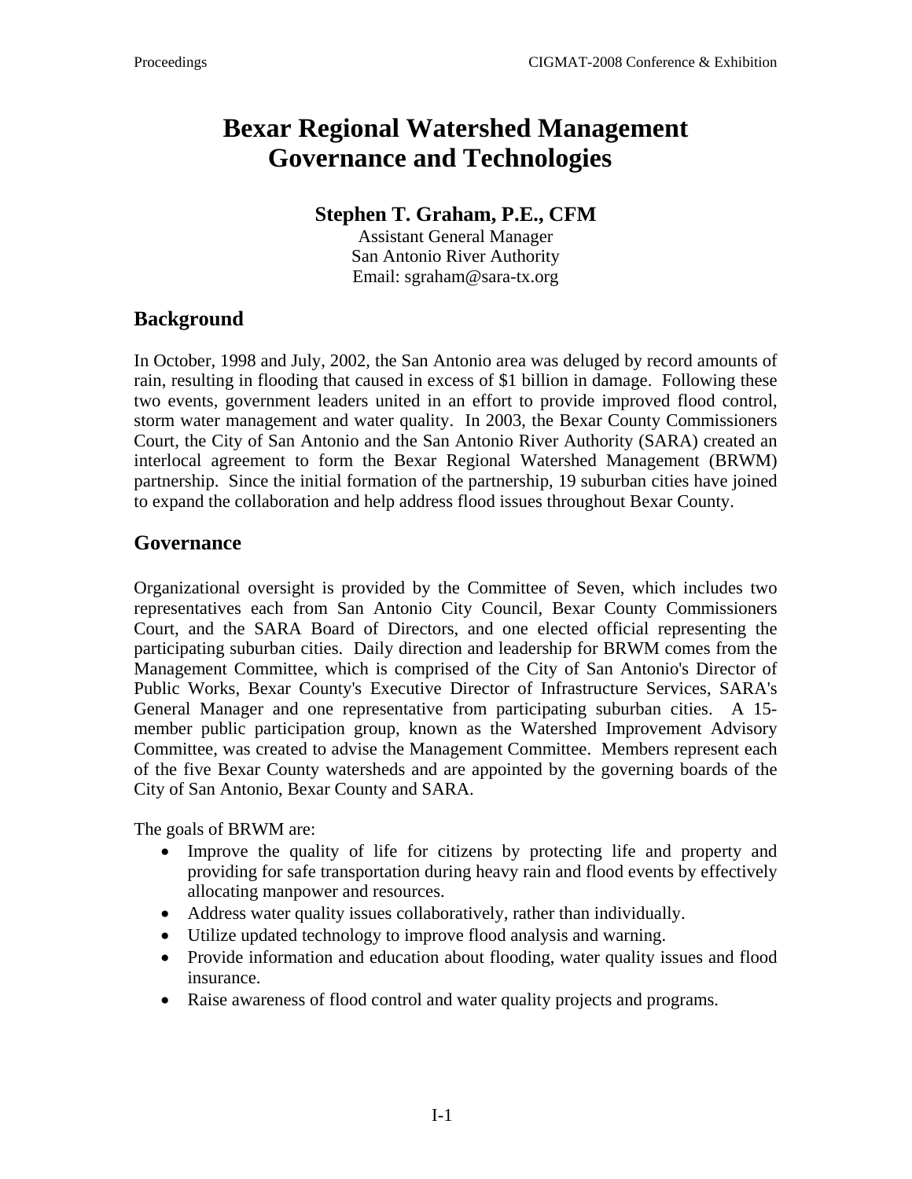# Bexar Regional Watershed Management Governance and Technologies

**Stephen T. Graham, P.E., CFM**

Assistant General Manager
San Antonio River Authority
Email: sgraham@sara-tx.org

## Background

In October, 1998 and July, 2002, the San Antonio area was deluged by record amounts of rain, resulting in flooding that caused in excess of $1 billion in damage. Following these two events, government leaders united in an effort to provide improved flood control, storm water management and water quality. In 2003, the Bexar County Commissioners Court, the City of San Antonio and the San Antonio River Authority (SARA) created an interlocal agreement to form the Bexar Regional Watershed Management (BRWM) partnership. Since the initial formation of the partnership, 19 suburban cities have joined to expand the collaboration and help address flood issues throughout Bexar County.

## Governance

Organizational oversight is provided by the Committee of Seven, which includes two representatives each from San Antonio City Council, Bexar County Commissioners Court, and the SARA Board of Directors, and one elected official representing the participating suburban cities. Daily direction and leadership for BRWM comes from the Management Committee, which is comprised of the City of San Antonio's Director of Public Works, Bexar County's Executive Director of Infrastructure Services, SARA's General Manager and one representative from participating suburban cities. A 15-member public participation group, known as the Watershed Improvement Advisory Committee, was created to advise the Management Committee. Members represent each of the five Bexar County watersheds and are appointed by the governing boards of the City of San Antonio, Bexar County and SARA.

The goals of BRWM are:

- Improve the quality of life for citizens by protecting life and property and providing for safe transportation during heavy rain and flood events by effectively allocating manpower and resources.
- Address water quality issues collaboratively, rather than individually.
- Utilize updated technology to improve flood analysis and warning.
- Provide information and education about flooding, water quality issues and flood insurance.
- Raise awareness of flood control and water quality projects and programs.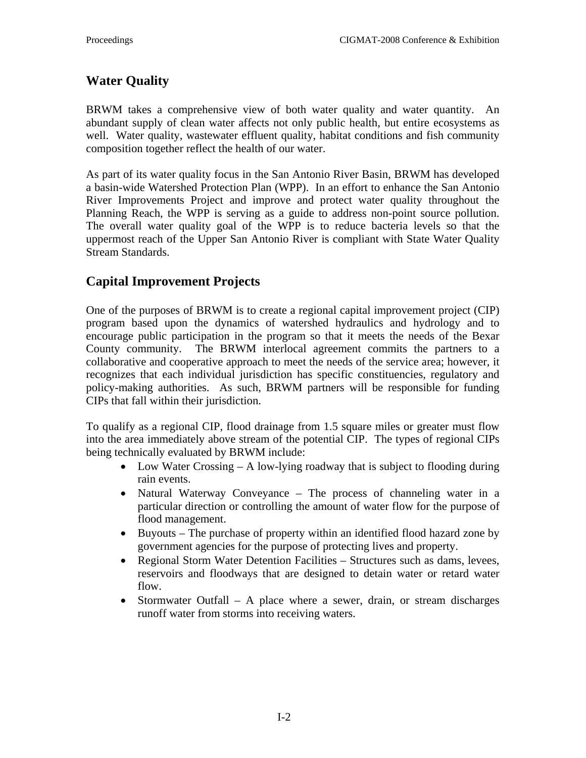## Water Quality

BRWM takes a comprehensive view of both water quality and water quantity. An abundant supply of clean water affects not only public health, but entire ecosystems as well. Water quality, wastewater effluent quality, habitat conditions and fish community composition together reflect the health of our water.

As part of its water quality focus in the San Antonio River Basin, BRWM has developed a basin-wide Watershed Protection Plan (WPP). In an effort to enhance the San Antonio River Improvements Project and improve and protect water quality throughout the Planning Reach, the WPP is serving as a guide to address non-point source pollution. The overall water quality goal of the WPP is to reduce bacteria levels so that the uppermost reach of the Upper San Antonio River is compliant with State Water Quality Stream Standards.

## Capital Improvement Projects

One of the purposes of BRWM is to create a regional capital improvement project (CIP) program based upon the dynamics of watershed hydraulics and hydrology and to encourage public participation in the program so that it meets the needs of the Bexar County community. The BRWM interlocal agreement commits the partners to a collaborative and cooperative approach to meet the needs of the service area; however, it recognizes that each individual jurisdiction has specific constituencies, regulatory and policy-making authorities. As such, BRWM partners will be responsible for funding CIPs that fall within their jurisdiction.

To qualify as a regional CIP, flood drainage from 1.5 square miles or greater must flow into the area immediately above stream of the potential CIP. The types of regional CIPs being technically evaluated by BRWM include:

- Low Water Crossing – A low-lying roadway that is subject to flooding during rain events.
- Natural Waterway Conveyance – The process of channeling water in a particular direction or controlling the amount of water flow for the purpose of flood management.
- Buyouts – The purchase of property within an identified flood hazard zone by government agencies for the purpose of protecting lives and property.
- Regional Storm Water Detention Facilities – Structures such as dams, levees, reservoirs and floodways that are designed to detain water or retard water flow.
- Stormwater Outfall – A place where a sewer, drain, or stream discharges runoff water from storms into receiving waters.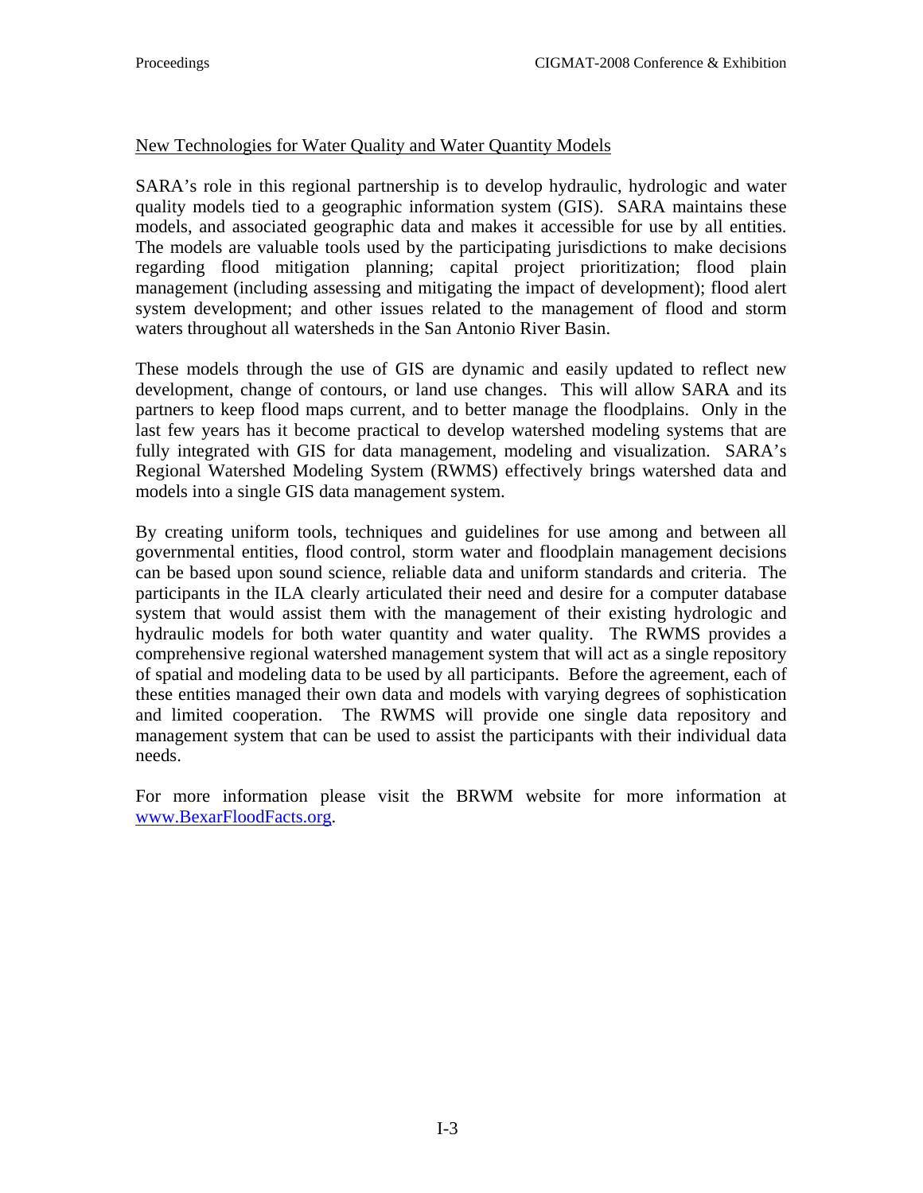<u>New Technologies for Water Quality and Water Quantity Models</u>

SARA's role in this regional partnership is to develop hydraulic, hydrologic and water quality models tied to a geographic information system (GIS). SARA maintains these models, and associated geographic data and makes it accessible for use by all entities. The models are valuable tools used by the participating jurisdictions to make decisions regarding flood mitigation planning; capital project prioritization; flood plain management (including assessing and mitigating the impact of development); flood alert system development; and other issues related to the management of flood and storm waters throughout all watersheds in the San Antonio River Basin.

These models through the use of GIS are dynamic and easily updated to reflect new development, change of contours, or land use changes. This will allow SARA and its partners to keep flood maps current, and to better manage the floodplains. Only in the last few years has it become practical to develop watershed modeling systems that are fully integrated with GIS for data management, modeling and visualization. SARA's Regional Watershed Modeling System (RWMS) effectively brings watershed data and models into a single GIS data management system.

By creating uniform tools, techniques and guidelines for use among and between all governmental entities, flood control, storm water and floodplain management decisions can be based upon sound science, reliable data and uniform standards and criteria. The participants in the ILA clearly articulated their need and desire for a computer database system that would assist them with the management of their existing hydrologic and hydraulic models for both water quantity and water quality. The RWMS provides a comprehensive regional watershed management system that will act as a single repository of spatial and modeling data to be used by all participants. Before the agreement, each of these entities managed their own data and models with varying degrees of sophistication and limited cooperation. The RWMS will provide one single data repository and management system that can be used to assist the participants with their individual data needs.

For more information please visit the BRWM website for more information at [www.BexarFloodFacts.org](http://www.BexarFloodFacts.org).